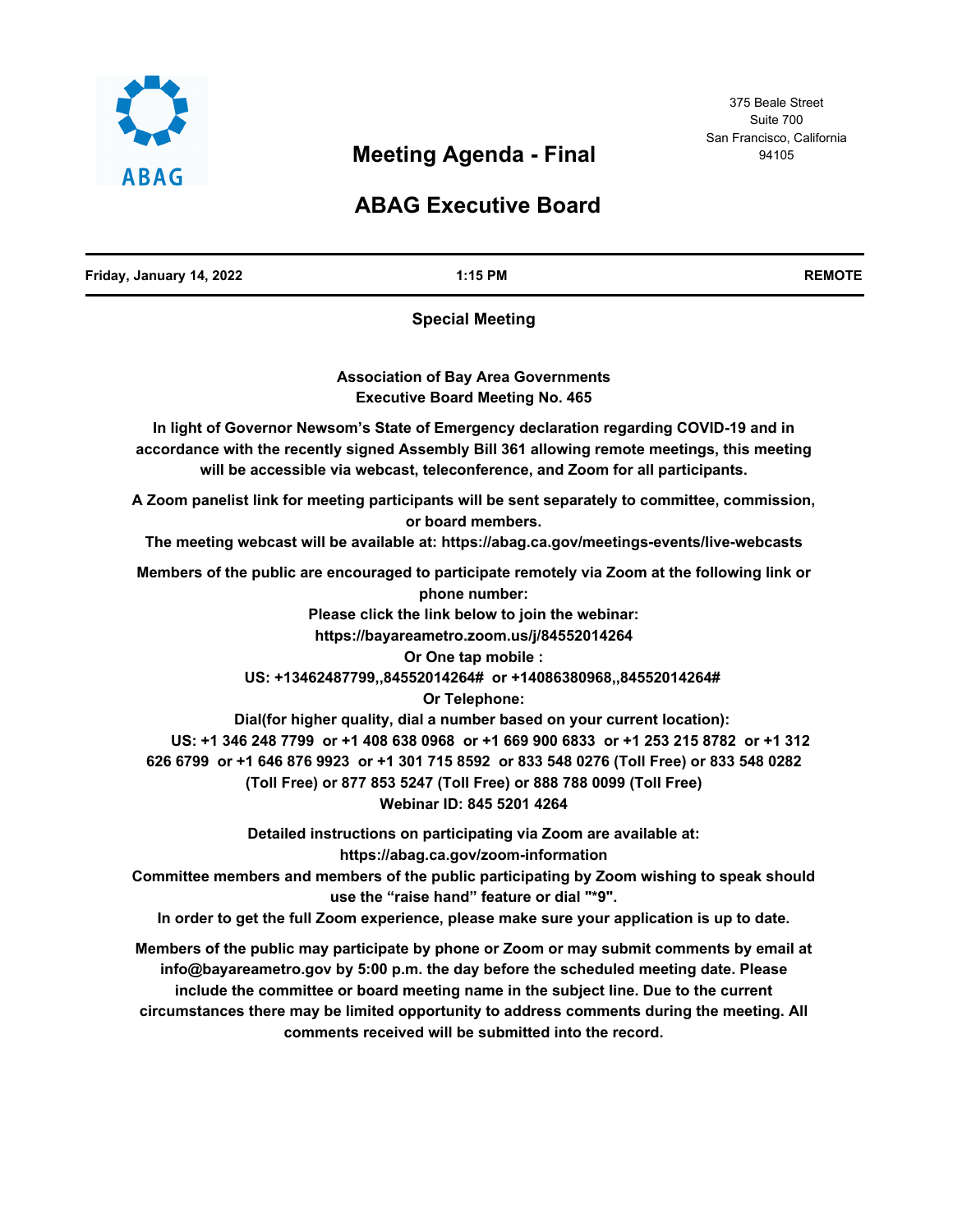ABAG

375 Beale Street
Suite 700
San Francisco, California
94105

# Meeting Agenda - Final

# ABAG Executive Board

| Friday, January 14, 2022 | 1:15 PM | REMOTE |
| --- | --- | --- |

**Special Meeting**

**Association of Bay Area Governments**
**Executive Board Meeting No. 465**

**In light of Governor Newsom's State of Emergency declaration regarding COVID-19 and in accordance with the recently signed Assembly Bill 361 allowing remote meetings, this meeting will be accessible via webcast, teleconference, and Zoom for all participants.**

**A Zoom panelist link for meeting participants will be sent separately to committee, commission, or board members.**

**The meeting webcast will be available at: https://abag.ca.gov/meetings-events/live-webcasts**

**Members of the public are encouraged to participate remotely via Zoom at the following link or phone number:**

**Please click the link below to join the webinar:**

**https://bayareametro.zoom.us/j/84552014264**

**Or One tap mobile :**

**US: +13462487799,,84552014264# or +14086380968,,84552014264#**

**Or Telephone:**

**Dial(for higher quality, dial a number based on your current location):**

**US: +1 346 248 7799 or +1 408 638 0968 or +1 669 900 6833 or +1 253 215 8782 or +1 312 626 6799 or +1 646 876 9923 or +1 301 715 8592 or 833 548 0276 (Toll Free) or 833 548 0282 (Toll Free) or 877 853 5247 (Toll Free) or 888 788 0099 (Toll Free)**

**Webinar ID: 845 5201 4264**

**Detailed instructions on participating via Zoom are available at: https://abag.ca.gov/zoom-information**

**Committee members and members of the public participating by Zoom wishing to speak should use the "raise hand" feature or dial "*9".**

**In order to get the full Zoom experience, please make sure your application is up to date.**

**Members of the public may participate by phone or Zoom or may submit comments by email at info@bayareametro.gov by 5:00 p.m. the day before the scheduled meeting date. Please include the committee or board meeting name in the subject line. Due to the current circumstances there may be limited opportunity to address comments during the meeting. All comments received will be submitted into the record.**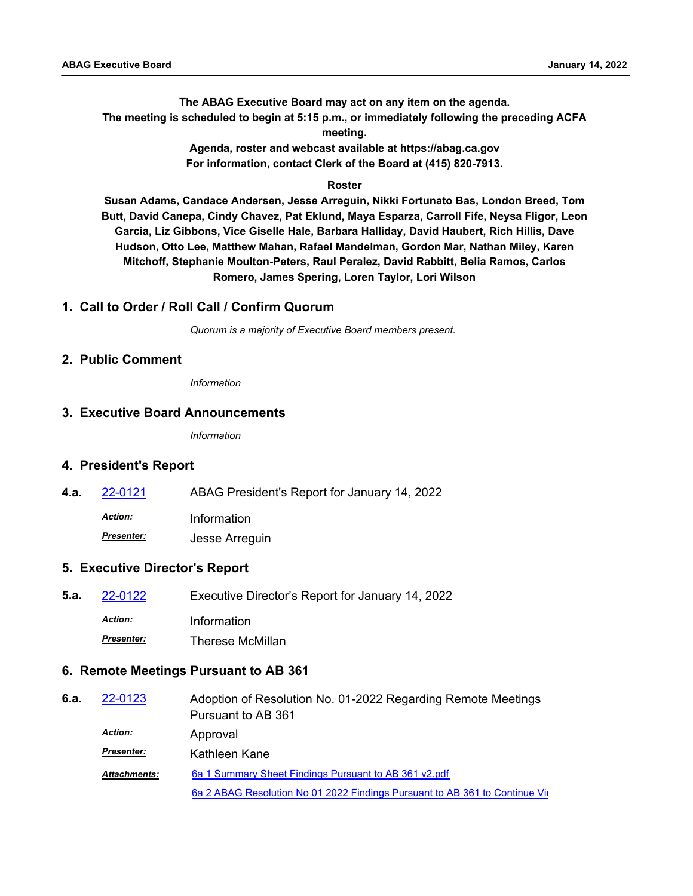**The ABAG Executive Board may act on any item on the agenda.**
**The meeting is scheduled to begin at 5:15 p.m., or immediately following the preceding ACFA meeting.**
**Agenda, roster and webcast available at https://abag.ca.gov**
**For information, contact Clerk of the Board at (415) 820-7913.**

**Roster**

**Susan Adams, Candace Andersen, Jesse Arreguin, Nikki Fortunato Bas, London Breed, Tom Butt, David Canepa, Cindy Chavez, Pat Eklund, Maya Esparza, Carroll Fife, Neysa Fligor, Leon Garcia, Liz Gibbons, Vice Giselle Hale, Barbara Halliday, David Haubert, Rich Hillis, Dave Hudson, Otto Lee, Matthew Mahan, Rafael Mandelman, Gordon Mar, Nathan Miley, Karen Mitchoff, Stephanie Moulton-Peters, Raul Peralez, David Rabbitt, Belia Ramos, Carlos Romero, James Spering, Loren Taylor, Lori Wilson**

## 1. Call to Order / Roll Call / Confirm Quorum

*Quorum is a majority of Executive Board members present.*

## 2. Public Comment

*Information*

## 3. Executive Board Announcements

*Information*

## 4. President's Report

**4.a.** [22-0121] ABAG President's Report for January 14, 2022

***Action:*** Information

***Presenter:*** Jesse Arreguin

## 5. Executive Director's Report

**5.a.** [22-0122] Executive Director's Report for January 14, 2022

***Action:*** Information

***Presenter:*** Therese McMillan

## 6. Remote Meetings Pursuant to AB 361

**6.a.** [22-0123] Adoption of Resolution No. 01-2022 Regarding Remote Meetings Pursuant to AB 361

***Action:*** Approval

***Presenter:*** Kathleen Kane

***Attachments:*** 6a 1 Summary Sheet Findings Pursuant to AB 361 v2.pdf

6a 2 ABAG Resolution No 01 2022 Findings Pursuant to AB 361 to Continue Vir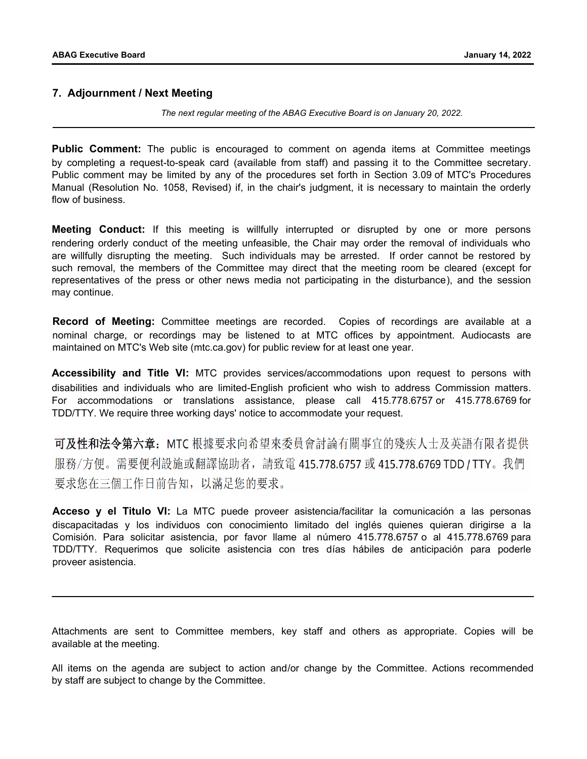## 7. Adjournment / Next Meeting

*The next regular meeting of the ABAG Executive Board is on January 20, 2022.*

---

**Public Comment:** The public is encouraged to comment on agenda items at Committee meetings by completing a request-to-speak card (available from staff) and passing it to the Committee secretary. Public comment may be limited by any of the procedures set forth in Section 3.09 of MTC's Procedures Manual (Resolution No. 1058, Revised) if, in the chair's judgment, it is necessary to maintain the orderly flow of business.

**Meeting Conduct:** If this meeting is willfully interrupted or disrupted by one or more persons rendering orderly conduct of the meeting unfeasible, the Chair may order the removal of individuals who are willfully disrupting the meeting. Such individuals may be arrested. If order cannot be restored by such removal, the members of the Committee may direct that the meeting room be cleared (except for representatives of the press or other news media not participating in the disturbance), and the session may continue.

**Record of Meeting:** Committee meetings are recorded. Copies of recordings are available at a nominal charge, or recordings may be listened to at MTC offices by appointment. Audiocasts are maintained on MTC's Web site (mtc.ca.gov) for public review for at least one year.

**Accessibility and Title VI:** MTC provides services/accommodations upon request to persons with disabilities and individuals who are limited-English proficient who wish to address Commission matters. For accommodations or translations assistance, please call 415.778.6757 or 415.778.6769 for TDD/TTY. We require three working days' notice to accommodate your request.

**可及性和法令第六章：**MTC 根據要求向希望來委員會討論有關事宜的殘疾人士及英語有限者提供服務/方便。需要便利設施或翻譯協助者，請致電 415.778.6757 或 415.778.6769 TDD / TTY。我們要求您在三個工作日前告知，以滿足您的要求。

**Acceso y el Titulo VI:** La MTC puede proveer asistencia/facilitar la comunicación a las personas discapacitadas y los individuos con conocimiento limitado del inglés quienes quieran dirigirse a la Comisión. Para solicitar asistencia, por favor llame al número 415.778.6757 o al 415.778.6769 para TDD/TTY. Requerimos que solicite asistencia con tres días hábiles de anticipación para poderle proveer asistencia.

---

Attachments are sent to Committee members, key staff and others as appropriate. Copies will be available at the meeting.

All items on the agenda are subject to action and/or change by the Committee. Actions recommended by staff are subject to change by the Committee.